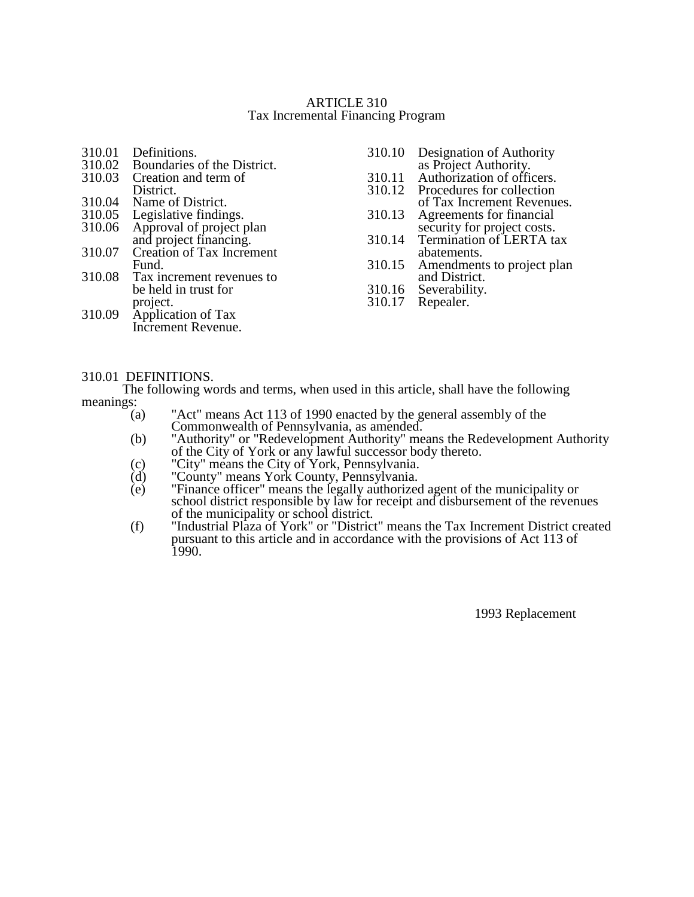# ARTICLE 310
## Tax Incremental Financing Program

- 310.01 Definitions.
- 310.02 Boundaries of the District.
- 310.03 Creation and term of District.
- 310.04 Name of District.
- 310.05 Legislative findings.
- 310.06 Approval of project plan and project financing.
- 310.07 Creation of Tax Increment Fund.
- 310.08 Tax increment revenues to be held in trust for project.
- 310.09 Application of Tax Increment Revenue.
- 310.10 Designation of Authority as Project Authority.
- 310.11 Authorization of officers.
- 310.12 Procedures for collection of Tax Increment Revenues.
- 310.13 Agreements for financial security for project costs.
- 310.14 Termination of LERTA tax abatements.
- 310.15 Amendments to project plan and District.
- 310.16 Severability.
- 310.17 Repealer.

### 310.01 DEFINITIONS.

The following words and terms, when used in this article, shall have the following meanings:

- (a) "Act" means Act 113 of 1990 enacted by the general assembly of the Commonwealth of Pennsylvania, as amended.
- (b) "Authority" or "Redevelopment Authority" means the Redevelopment Authority of the City of York or any lawful successor body thereto.
- (c) "City" means the City of York, Pennsylvania.
- (d) "County" means York County, Pennsylvania.
- (e) "Finance officer" means the legally authorized agent of the municipality or school district responsible by law for receipt and disbursement of the revenues of the municipality or school district.
- (f) "Industrial Plaza of York" or "District" means the Tax Increment District created pursuant to this article and in accordance with the provisions of Act 113 of 1990.

1993 Replacement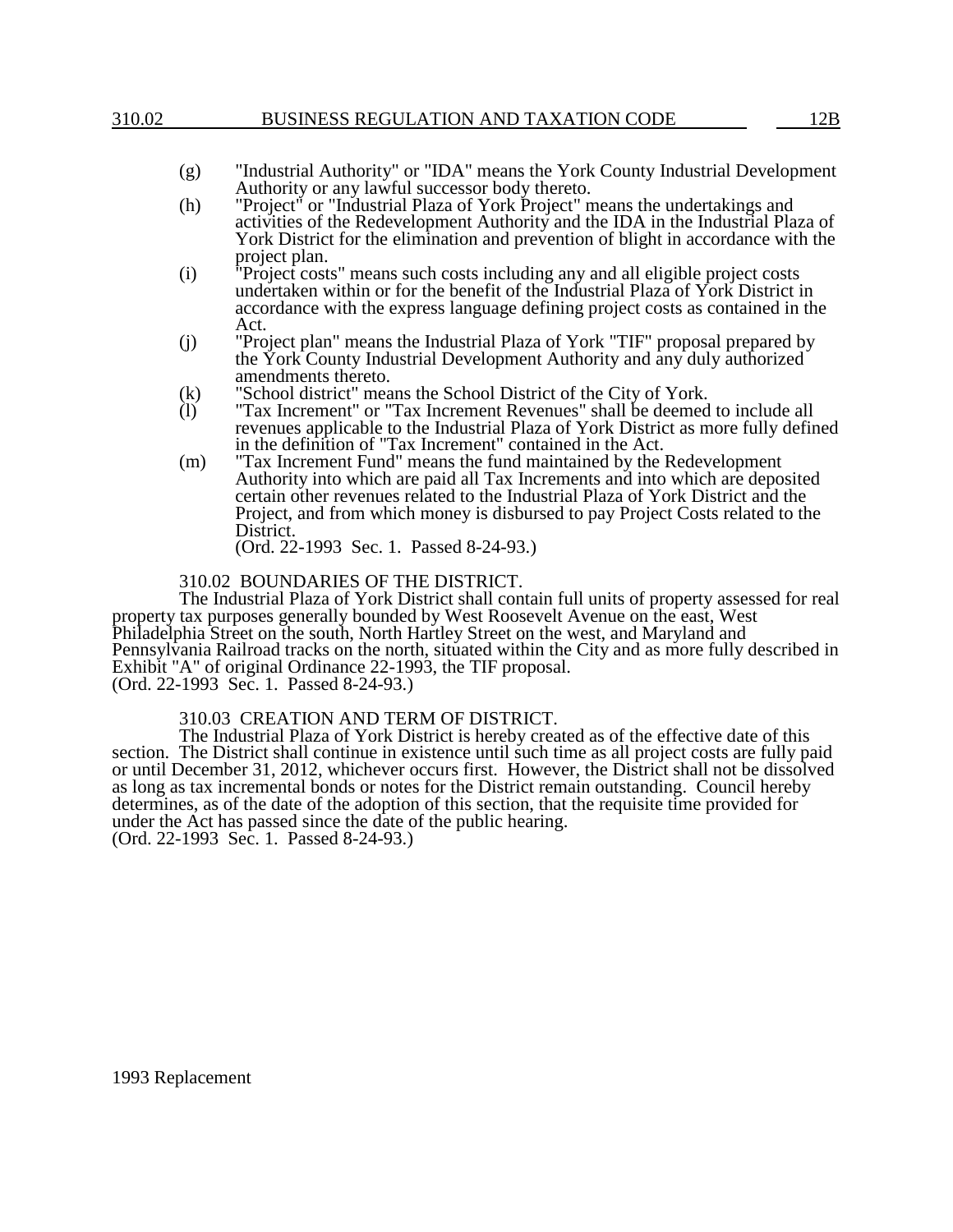(g) "Industrial Authority" or "IDA" means the York County Industrial Development Authority or any lawful successor body thereto.

(h) "Project" or "Industrial Plaza of York Project" means the undertakings and activities of the Redevelopment Authority and the IDA in the Industrial Plaza of York District for the elimination and prevention of blight in accordance with the project plan.

(i) "Project costs" means such costs including any and all eligible project costs undertaken within or for the benefit of the Industrial Plaza of York District in accordance with the express language defining project costs as contained in the Act.

(j) "Project plan" means the Industrial Plaza of York "TIF" proposal prepared by the York County Industrial Development Authority and any duly authorized amendments thereto.

(k) "School district" means the School District of the City of York.

(l) "Tax Increment" or "Tax Increment Revenues" shall be deemed to include all revenues applicable to the Industrial Plaza of York District as more fully defined in the definition of "Tax Increment" contained in the Act.

(m) "Tax Increment Fund" means the fund maintained by the Redevelopment Authority into which are paid all Tax Increments and into which are deposited certain other revenues related to the Industrial Plaza of York District and the Project, and from which money is disbursed to pay Project Costs related to the District.

(Ord. 22-1993 Sec. 1. Passed 8-24-93.)

## 310.02 BOUNDARIES OF THE DISTRICT.

The Industrial Plaza of York District shall contain full units of property assessed for real property tax purposes generally bounded by West Roosevelt Avenue on the east, West Philadelphia Street on the south, North Hartley Street on the west, and Maryland and Pennsylvania Railroad tracks on the north, situated within the City and as more fully described in Exhibit "A" of original Ordinance 22-1993, the TIF proposal.
(Ord. 22-1993 Sec. 1. Passed 8-24-93.)

## 310.03 CREATION AND TERM OF DISTRICT.

The Industrial Plaza of York District is hereby created as of the effective date of this section. The District shall continue in existence until such time as all project costs are fully paid or until December 31, 2012, whichever occurs first. However, the District shall not be dissolved as long as tax incremental bonds or notes for the District remain outstanding. Council hereby determines, as of the date of the adoption of this section, that the requisite time provided for under the Act has passed since the date of the public hearing.
(Ord. 22-1993 Sec. 1. Passed 8-24-93.)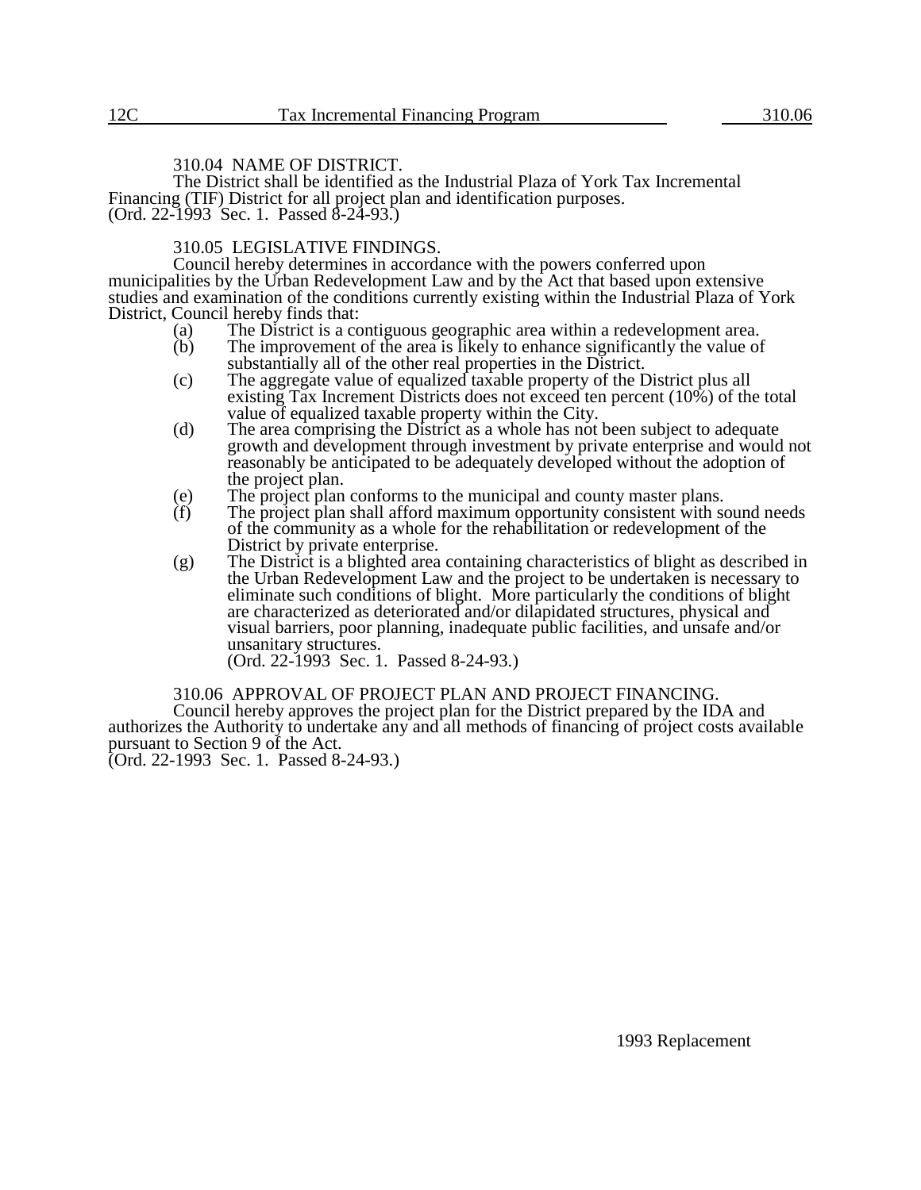### 310.04 NAME OF DISTRICT.

The District shall be identified as the Industrial Plaza of York Tax Incremental Financing (TIF) District for all project plan and identification purposes.
(Ord. 22-1993 Sec. 1. Passed 8-24-93.)

### 310.05 LEGISLATIVE FINDINGS.

Council hereby determines in accordance with the powers conferred upon municipalities by the Urban Redevelopment Law and by the Act that based upon extensive studies and examination of the conditions currently existing within the Industrial Plaza of York District, Council hereby finds that:

(a) The District is a contiguous geographic area within a redevelopment area.

(b) The improvement of the area is likely to enhance significantly the value of substantially all of the other real properties in the District.

(c) The aggregate value of equalized taxable property of the District plus all existing Tax Increment Districts does not exceed ten percent (10%) of the total value of equalized taxable property within the City.

(d) The area comprising the District as a whole has not been subject to adequate growth and development through investment by private enterprise and would not reasonably be anticipated to be adequately developed without the adoption of the project plan.

(e) The project plan conforms to the municipal and county master plans.

(f) The project plan shall afford maximum opportunity consistent with sound needs of the community as a whole for the rehabilitation or redevelopment of the District by private enterprise.

(g) The District is a blighted area containing characteristics of blight as described in the Urban Redevelopment Law and the project to be undertaken is necessary to eliminate such conditions of blight. More particularly the conditions of blight are characterized as deteriorated and/or dilapidated structures, physical and visual barriers, poor planning, inadequate public facilities, and unsafe and/or unsanitary structures.
(Ord. 22-1993 Sec. 1. Passed 8-24-93.)

### 310.06 APPROVAL OF PROJECT PLAN AND PROJECT FINANCING.

Council hereby approves the project plan for the District prepared by the IDA and authorizes the Authority to undertake any and all methods of financing of project costs available pursuant to Section 9 of the Act.
(Ord. 22-1993 Sec. 1. Passed 8-24-93.)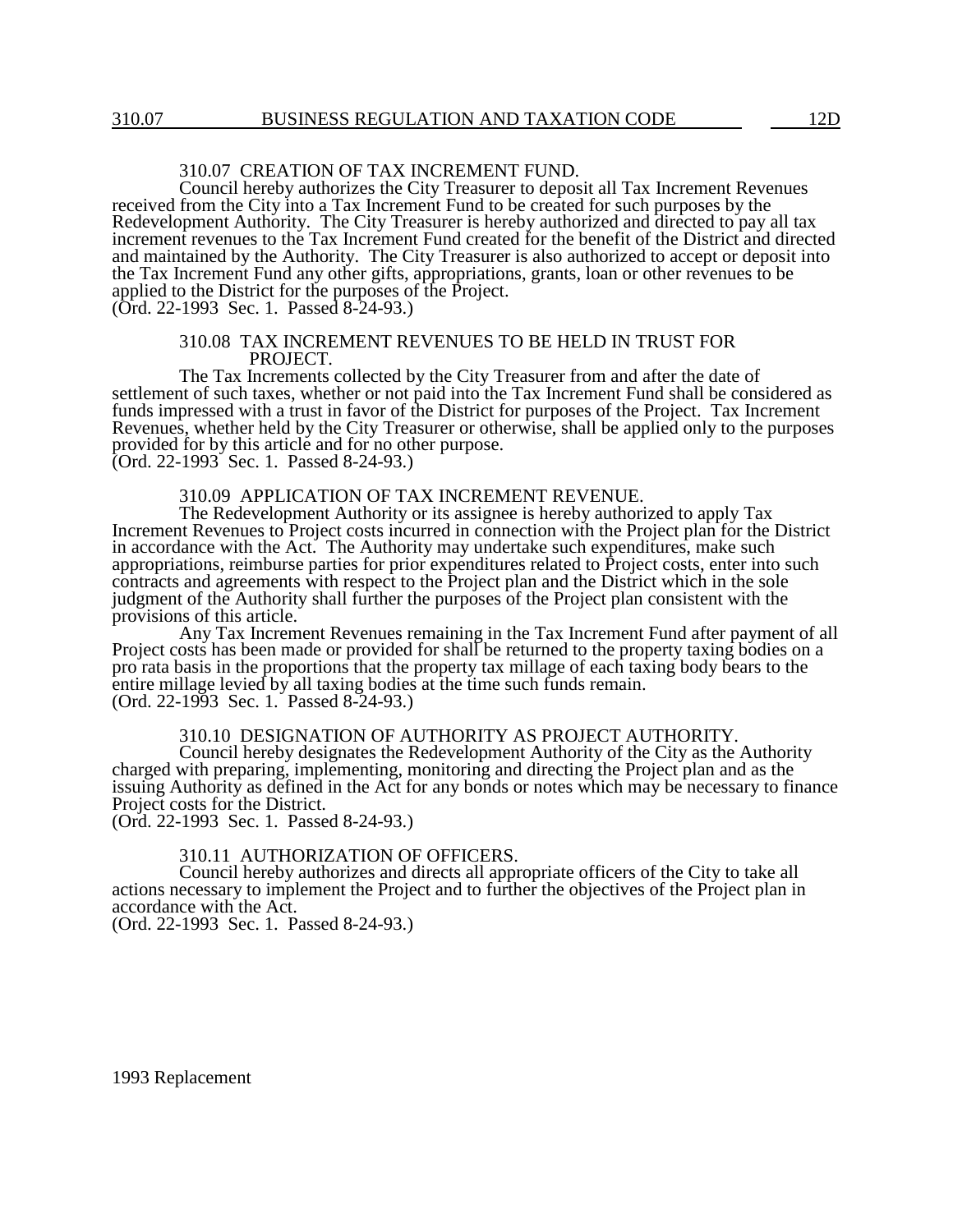### 310.07 CREATION OF TAX INCREMENT FUND.

Council hereby authorizes the City Treasurer to deposit all Tax Increment Revenues received from the City into a Tax Increment Fund to be created for such purposes by the Redevelopment Authority. The City Treasurer is hereby authorized and directed to pay all tax increment revenues to the Tax Increment Fund created for the benefit of the District and directed and maintained by the Authority. The City Treasurer is also authorized to accept or deposit into the Tax Increment Fund any other gifts, appropriations, grants, loan or other revenues to be applied to the District for the purposes of the Project.
(Ord. 22-1993 Sec. 1. Passed 8-24-93.)

### 310.08 TAX INCREMENT REVENUES TO BE HELD IN TRUST FOR PROJECT.

The Tax Increments collected by the City Treasurer from and after the date of settlement of such taxes, whether or not paid into the Tax Increment Fund shall be considered as funds impressed with a trust in favor of the District for purposes of the Project. Tax Increment Revenues, whether held by the City Treasurer or otherwise, shall be applied only to the purposes provided for by this article and for no other purpose.
(Ord. 22-1993 Sec. 1. Passed 8-24-93.)

### 310.09 APPLICATION OF TAX INCREMENT REVENUE.

The Redevelopment Authority or its assignee is hereby authorized to apply Tax Increment Revenues to Project costs incurred in connection with the Project plan for the District in accordance with the Act. The Authority may undertake such expenditures, make such appropriations, reimburse parties for prior expenditures related to Project costs, enter into such contracts and agreements with respect to the Project plan and the District which in the sole judgment of the Authority shall further the purposes of the Project plan consistent with the provisions of this article.

Any Tax Increment Revenues remaining in the Tax Increment Fund after payment of all Project costs has been made or provided for shall be returned to the property taxing bodies on a pro rata basis in the proportions that the property tax millage of each taxing body bears to the entire millage levied by all taxing bodies at the time such funds remain.
(Ord. 22-1993 Sec. 1. Passed 8-24-93.)

### 310.10 DESIGNATION OF AUTHORITY AS PROJECT AUTHORITY.

Council hereby designates the Redevelopment Authority of the City as the Authority charged with preparing, implementing, monitoring and directing the Project plan and as the issuing Authority as defined in the Act for any bonds or notes which may be necessary to finance Project costs for the District.
(Ord. 22-1993 Sec. 1. Passed 8-24-93.)

### 310.11 AUTHORIZATION OF OFFICERS.

Council hereby authorizes and directs all appropriate officers of the City to take all actions necessary to implement the Project and to further the objectives of the Project plan in accordance with the Act.
(Ord. 22-1993 Sec. 1. Passed 8-24-93.)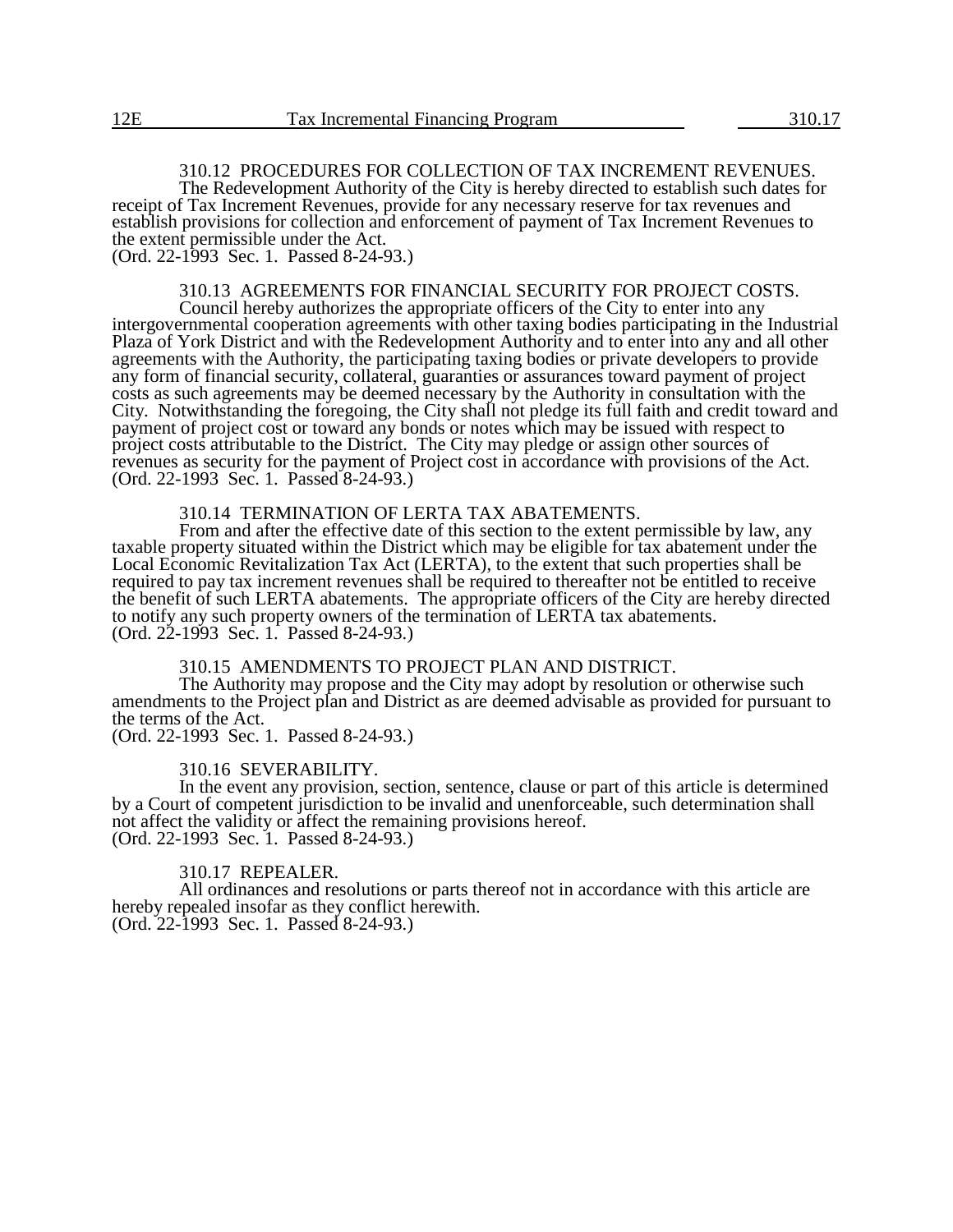310.12 PROCEDURES FOR COLLECTION OF TAX INCREMENT REVENUES.

The Redevelopment Authority of the City is hereby directed to establish such dates for receipt of Tax Increment Revenues, provide for any necessary reserve for tax revenues and establish provisions for collection and enforcement of payment of Tax Increment Revenues to the extent permissible under the Act.
(Ord. 22-1993 Sec. 1. Passed 8-24-93.)

310.13 AGREEMENTS FOR FINANCIAL SECURITY FOR PROJECT COSTS.

Council hereby authorizes the appropriate officers of the City to enter into any intergovernmental cooperation agreements with other taxing bodies participating in the Industrial Plaza of York District and with the Redevelopment Authority and to enter into any and all other agreements with the Authority, the participating taxing bodies or private developers to provide any form of financial security, collateral, guaranties or assurances toward payment of project costs as such agreements may be deemed necessary by the Authority in consultation with the City. Notwithstanding the foregoing, the City shall not pledge its full faith and credit toward and payment of project cost or toward any bonds or notes which may be issued with respect to project costs attributable to the District. The City may pledge or assign other sources of revenues as security for the payment of Project cost in accordance with provisions of the Act.
(Ord. 22-1993 Sec. 1. Passed 8-24-93.)

310.14 TERMINATION OF LERTA TAX ABATEMENTS.

From and after the effective date of this section to the extent permissible by law, any taxable property situated within the District which may be eligible for tax abatement under the Local Economic Revitalization Tax Act (LERTA), to the extent that such properties shall be required to pay tax increment revenues shall be required to thereafter not be entitled to receive the benefit of such LERTA abatements. The appropriate officers of the City are hereby directed to notify any such property owners of the termination of LERTA tax abatements.
(Ord. 22-1993 Sec. 1. Passed 8-24-93.)

310.15 AMENDMENTS TO PROJECT PLAN AND DISTRICT.

The Authority may propose and the City may adopt by resolution or otherwise such amendments to the Project plan and District as are deemed advisable as provided for pursuant to the terms of the Act.
(Ord. 22-1993 Sec. 1. Passed 8-24-93.)

310.16 SEVERABILITY.

In the event any provision, section, sentence, clause or part of this article is determined by a Court of competent jurisdiction to be invalid and unenforceable, such determination shall not affect the validity or affect the remaining provisions hereof.
(Ord. 22-1993 Sec. 1. Passed 8-24-93.)

310.17 REPEALER.

All ordinances and resolutions or parts thereof not in accordance with this article are hereby repealed insofar as they conflict herewith.
(Ord. 22-1993 Sec. 1. Passed 8-24-93.)